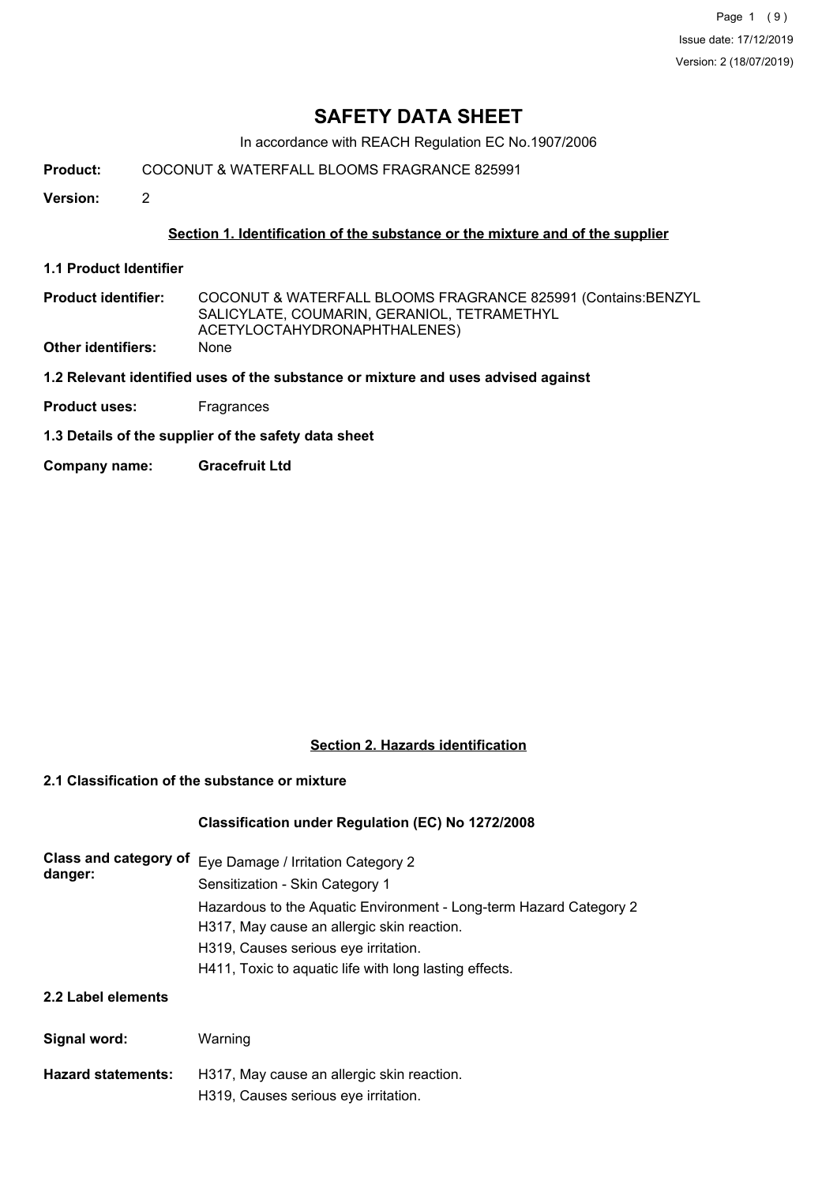# SAFETY DATA SHEET

In accordance with REACH Regulation EC No.1907/2006

**Product:** COCONUT & WATERFALL BLOOMS FRAGRANCE 825991

**Version:** 2

## Section 1. Identification of the substance or the mixture and of the supplier

**1.1 Product Identifier**

**Product identifier:** COCONUT & WATERFALL BLOOMS FRAGRANCE 825991 (Contains:BENZYL SALICYLATE, COUMARIN, GERANIOL, TETRAMETHYL ACETYLOCTAHYDRONAPHTHALENES)

**Other identifiers:** None

**1.2 Relevant identified uses of the substance or mixture and uses advised against**

**Product uses:** Fragrances

**1.3 Details of the supplier of the safety data sheet**

**Company name:** **Gracefruit Ltd**

## Section 2. Hazards identification

**2.1 Classification of the substance or mixture**

**Classification under Regulation (EC) No 1272/2008**

**Class and category of danger:**
Eye Damage / Irritation Category 2
Sensitization - Skin Category 1
Hazardous to the Aquatic Environment - Long-term Hazard Category 2
H317, May cause an allergic skin reaction.
H319, Causes serious eye irritation.
H411, Toxic to aquatic life with long lasting effects.

**2.2 Label elements**

**Signal word:** Warning

**Hazard statements:**
H317, May cause an allergic skin reaction.
H319, Causes serious eye irritation.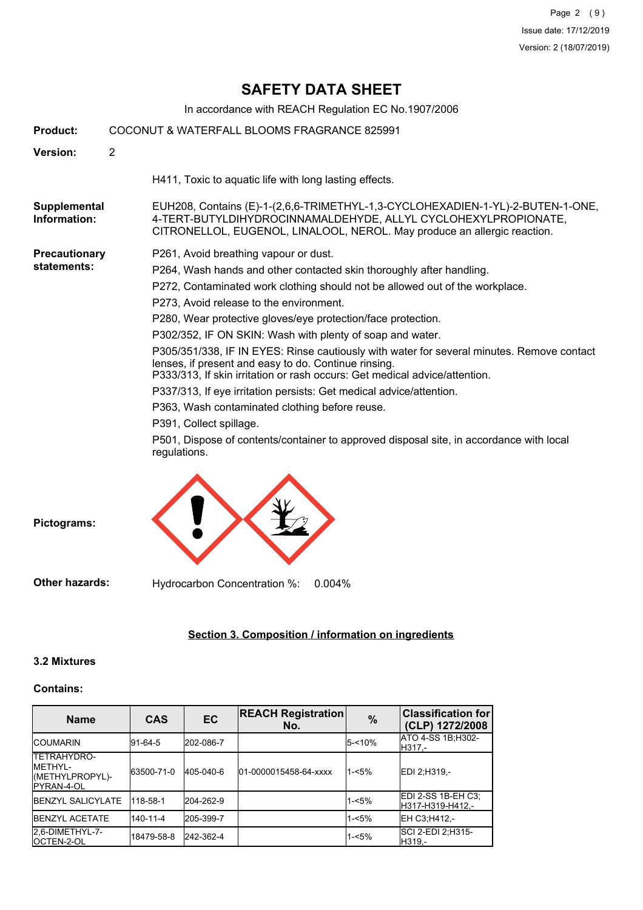# SAFETY DATA SHEET

In accordance with REACH Regulation EC No.1907/2006

**Product:** COCONUT & WATERFALL BLOOMS FRAGRANCE 825991

**Version:** 2

H411, Toxic to aquatic life with long lasting effects.

**Supplemental Information:** EUH208, Contains (E)-1-(2,6,6-TRIMETHYL-1,3-CYCLOHEXADIEN-1-YL)-2-BUTEN-1-ONE, 4-TERT-BUTYLDIHYDROCINNAMALDEHYDE, ALLYL CYCLOHEXYLPROPIONATE, CITRONELLOL, EUGENOL, LINALOOL, NEROL. May produce an allergic reaction.

**Precautionary statements:**

P261, Avoid breathing vapour or dust.

P264, Wash hands and other contacted skin thoroughly after handling.

P272, Contaminated work clothing should not be allowed out of the workplace.

P273, Avoid release to the environment.

P280, Wear protective gloves/eye protection/face protection.

P302/352, IF ON SKIN: Wash with plenty of soap and water.

P305/351/338, IF IN EYES: Rinse cautiously with water for several minutes. Remove contact lenses, if present and easy to do. Continue rinsing.
P333/313, If skin irritation or rash occurs: Get medical advice/attention.

P337/313, If eye irritation persists: Get medical advice/attention.

P363, Wash contaminated clothing before reuse.

P391, Collect spillage.

P501, Dispose of contents/container to approved disposal site, in accordance with local regulations.

**Pictograms:**

**Other hazards:** Hydrocarbon Concentration %: 0.004%

## Section 3. Composition / information on ingredients

### 3.2 Mixtures

**Contains:**

| Name | CAS | EC | REACH Registration No. | % | Classification for (CLP) 1272/2008 |
|---|---|---|---|---|---|
| COUMARIN | 91-64-5 | 202-086-7 | | 5-<10% | ATO 4-SS 1B;H302-H317,- |
| TETRAHYDRO-METHYL-(METHYLPROPYL)-PYRAN-4-OL | 63500-71-0 | 405-040-6 | 01-0000015458-64-xxxx | 1-<5% | EDI 2;H319,- |
| BENZYL SALICYLATE | 118-58-1 | 204-262-9 | | 1-<5% | EDI 2-SS 1B-EH C3;H317-H319-H412,- |
| BENZYL ACETATE | 140-11-4 | 205-399-7 | | 1-<5% | EH C3;H412,- |
| 2,6-DIMETHYL-7-OCTEN-2-OL | 18479-58-8 | 242-362-4 | | 1-<5% | SCI 2-EDI 2;H315-H319,- |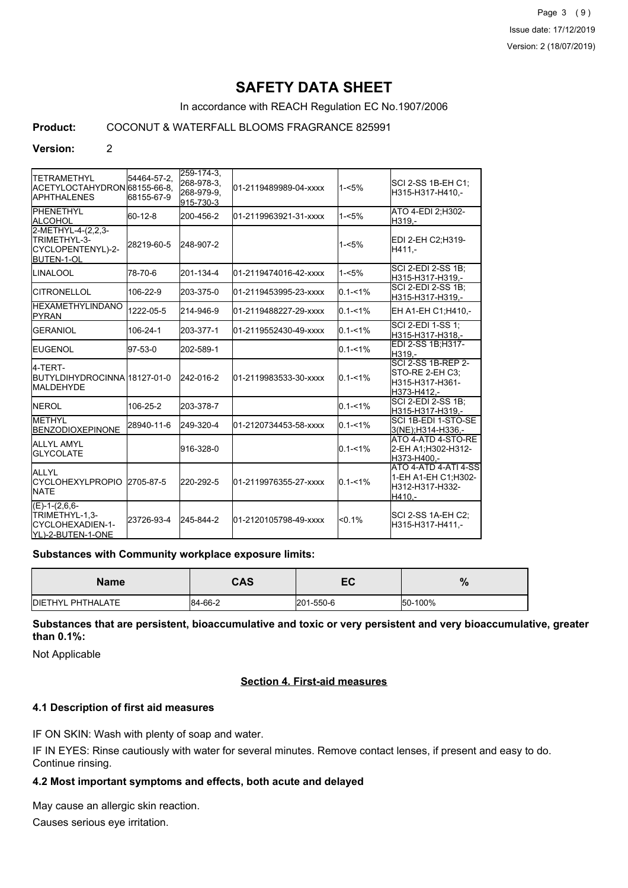# SAFETY DATA SHEET

In accordance with REACH Regulation EC No.1907/2006

**Product:** COCONUT & WATERFALL BLOOMS FRAGRANCE 825991

**Version:** 2

| | | | | | |
|---|---|---|---|---|---|
| TETRAMETHYL ACETYLOCTAHYDRONAPHTHALENES | 54464-57-2, 68155-66-8, 68155-67-9 | 259-174-3, 268-978-3, 268-979-9, 915-730-3 | 01-2119489989-04-xxxx | 1-<5% | SCI 2-SS 1B-EH C1; H315-H317-H410,- |
| PHENETHYL ALCOHOL | 60-12-8 | 200-456-2 | 01-2119963921-31-xxxx | 1-<5% | ATO 4-EDI 2;H302-H319,- |
| 2-METHYL-4-(2,2,3-TRIMETHYL-3-CYCLOPENTENYL)-2-BUTEN-1-OL | 28219-60-5 | 248-907-2 | | 1-<5% | EDI 2-EH C2;H319-H411,- |
| LINALOOL | 78-70-6 | 201-134-4 | 01-2119474016-42-xxxx | 1-<5% | SCI 2-EDI 2-SS 1B; H315-H317-H319,- |
| CITRONELLOL | 106-22-9 | 203-375-0 | 01-2119453995-23-xxxx | 0.1-<1% | SCI 2-EDI 2-SS 1B; H315-H317-H319,- |
| HEXAMETHYLINDANOPYRAN | 1222-05-5 | 214-946-9 | 01-2119488227-29-xxxx | 0.1-<1% | EH A1-EH C1;H410,- |
| GERANIOL | 106-24-1 | 203-377-1 | 01-2119552430-49-xxxx | 0.1-<1% | SCI 2-EDI 1-SS 1; H315-H317-H318,- |
| EUGENOL | 97-53-0 | 202-589-1 | | 0.1-<1% | EDI 2-SS 1B;H317-H319,- |
| 4-TERT-BUTYLDIHYDROCINNAMALDEHYDE | 18127-01-0 | 242-016-2 | 01-2119983533-30-xxxx | 0.1-<1% | SCI 2-SS 1B-REP 2-STO-RE 2-EH C3; H315-H317-H361-H373-H412,- |
| NEROL | 106-25-2 | 203-378-7 | | 0.1-<1% | SCI 2-EDI 2-SS 1B; H315-H317-H319,- |
| METHYL BENZODIOXEPINONE | 28940-11-6 | 249-320-4 | 01-2120734453-58-xxxx | 0.1-<1% | SCI 1B-EDI 1-STO-SE 3(NE);H314-H336,- |
| ALLYL AMYL GLYCOLATE | | 916-328-0 | | 0.1-<1% | ATO 4-ATD 4-STO-RE 2-EH A1;H302-H312-H373-H400,- |
| ALLYL CYCLOHEXYLPROPIONATE | 2705-87-5 | 220-292-5 | 01-2119976355-27-xxxx | 0.1-<1% | ATO 4-ATD 4-ATI 4-SS 1-EH A1-EH C1;H302-H317-H332-H410,- |
| (E)-1-(2,6,6-TRIMETHYL-1,3-CYCLOHEXADIEN-1-YL)-2-BUTEN-1-ONE | 23726-93-4 | 245-844-2 | 01-2120105798-49-xxxx | <0.1% | SCI 2-SS 1A-EH C2; H315-H317-H411,- |

**Substances with Community workplace exposure limits:**

| Name | CAS | EC | % |
|---|---|---|---|
| DIETHYL PHTHALATE | 84-66-2 | 201-550-6 | 50-100% |

**Substances that are persistent, bioaccumulative and toxic or very persistent and very bioaccumulative, greater than 0.1%:**

Not Applicable

## Section 4. First-aid measures

### 4.1 Description of first aid measures

IF ON SKIN: Wash with plenty of soap and water.

IF IN EYES: Rinse cautiously with water for several minutes. Remove contact lenses, if present and easy to do. Continue rinsing.

### 4.2 Most important symptoms and effects, both acute and delayed

May cause an allergic skin reaction.

Causes serious eye irritation.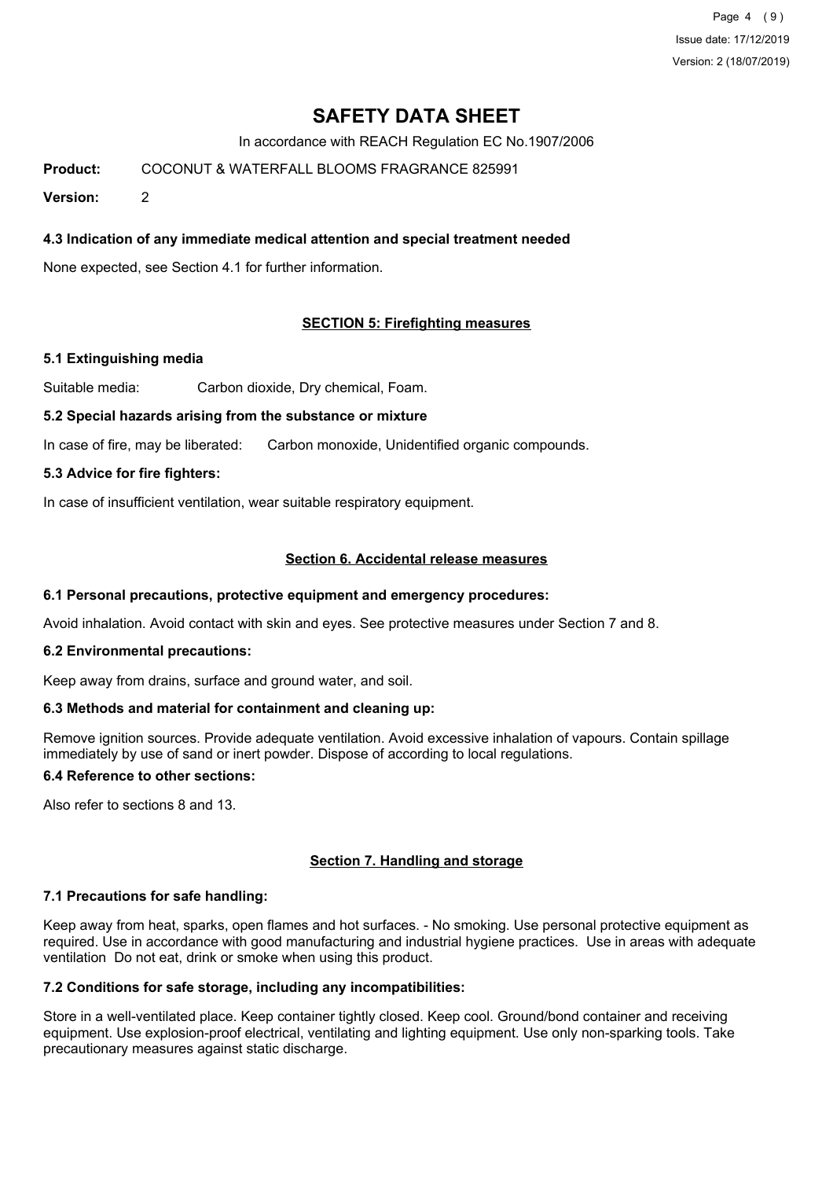# SAFETY DATA SHEET

In accordance with REACH Regulation EC No.1907/2006

**Product:** COCONUT & WATERFALL BLOOMS FRAGRANCE 825991

**Version:** 2

### 4.3 Indication of any immediate medical attention and special treatment needed

None expected, see Section 4.1 for further information.

## SECTION 5: Firefighting measures

### 5.1 Extinguishing media

Suitable media: Carbon dioxide, Dry chemical, Foam.

### 5.2 Special hazards arising from the substance or mixture

In case of fire, may be liberated: Carbon monoxide, Unidentified organic compounds.

### 5.3 Advice for fire fighters:

In case of insufficient ventilation, wear suitable respiratory equipment.

## Section 6. Accidental release measures

### 6.1 Personal precautions, protective equipment and emergency procedures:

Avoid inhalation. Avoid contact with skin and eyes. See protective measures under Section 7 and 8.

### 6.2 Environmental precautions:

Keep away from drains, surface and ground water, and soil.

### 6.3 Methods and material for containment and cleaning up:

Remove ignition sources. Provide adequate ventilation. Avoid excessive inhalation of vapours. Contain spillage immediately by use of sand or inert powder. Dispose of according to local regulations.

### 6.4 Reference to other sections:

Also refer to sections 8 and 13.

## Section 7. Handling and storage

### 7.1 Precautions for safe handling:

Keep away from heat, sparks, open flames and hot surfaces. - No smoking. Use personal protective equipment as required. Use in accordance with good manufacturing and industrial hygiene practices. Use in areas with adequate ventilation Do not eat, drink or smoke when using this product.

### 7.2 Conditions for safe storage, including any incompatibilities:

Store in a well-ventilated place. Keep container tightly closed. Keep cool. Ground/bond container and receiving equipment. Use explosion-proof electrical, ventilating and lighting equipment. Use only non-sparking tools. Take precautionary measures against static discharge.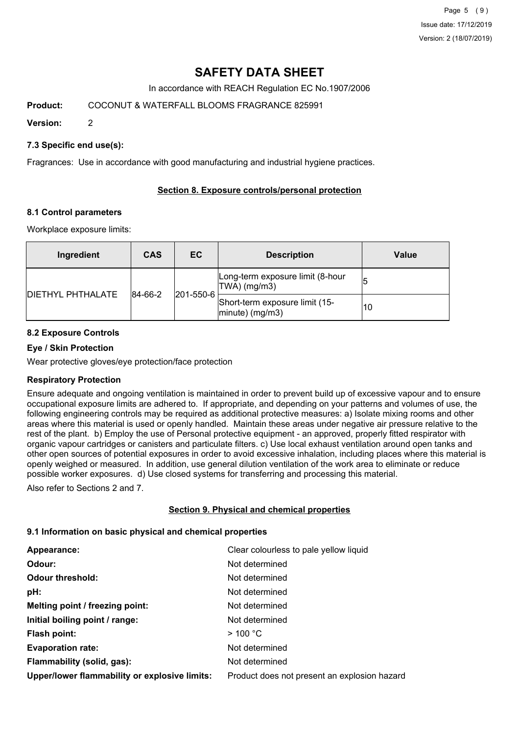# SAFETY DATA SHEET

In accordance with REACH Regulation EC No.1907/2006

**Product:** COCONUT & WATERFALL BLOOMS FRAGRANCE 825991

**Version:** 2

### 7.3 Specific end use(s):

Fragrances: Use in accordance with good manufacturing and industrial hygiene practices.

## Section 8. Exposure controls/personal protection

### 8.1 Control parameters

Workplace exposure limits:

| Ingredient | CAS | EC | Description | Value |
|---|---|---|---|---|
| DIETHYL PHTHALATE | 84-66-2 | 201-550-6 | Long-term exposure limit (8-hour TWA) (mg/m3) | 5 |
| | | | Short-term exposure limit (15-minute) (mg/m3) | 10 |

### 8.2 Exposure Controls

**Eye / Skin Protection**

Wear protective gloves/eye protection/face protection

**Respiratory Protection**

Ensure adequate and ongoing ventilation is maintained in order to prevent build up of excessive vapour and to ensure occupational exposure limits are adhered to. If appropriate, and depending on your patterns and volumes of use, the following engineering controls may be required as additional protective measures: a) Isolate mixing rooms and other areas where this material is used or openly handled. Maintain these areas under negative air pressure relative to the rest of the plant. b) Employ the use of Personal protective equipment - an approved, properly fitted respirator with organic vapour cartridges or canisters and particulate filters. c) Use local exhaust ventilation around open tanks and other open sources of potential exposures in order to avoid excessive inhalation, including places where this material is openly weighed or measured. In addition, use general dilution ventilation of the work area to eliminate or reduce possible worker exposures. d) Use closed systems for transferring and processing this material.

Also refer to Sections 2 and 7.

## Section 9. Physical and chemical properties

### 9.1 Information on basic physical and chemical properties

**Appearance:** Clear colourless to pale yellow liquid
**Odour:** Not determined
**Odour threshold:** Not determined
**pH:** Not determined
**Melting point / freezing point:** Not determined
**Initial boiling point / range:** Not determined
**Flash point:** > 100 °C
**Evaporation rate:** Not determined
**Flammability (solid, gas):** Not determined
**Upper/lower flammability or explosive limits:** Product does not present an explosion hazard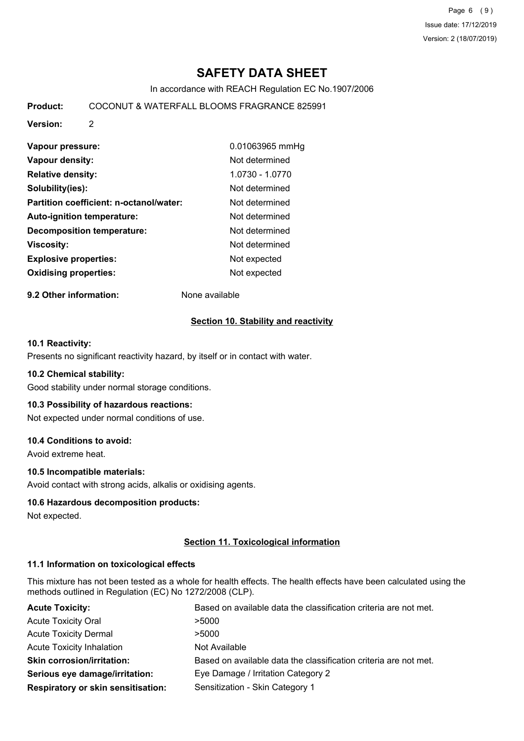# SAFETY DATA SHEET

In accordance with REACH Regulation EC No.1907/2006

**Product:** COCONUT & WATERFALL BLOOMS FRAGRANCE 825991

**Version:** 2

| | |
|---|---|
| **Vapour pressure:** | 0.01063965 mmHg |
| **Vapour density:** | Not determined |
| **Relative density:** | 1.0730 - 1.0770 |
| **Solubility(ies):** | Not determined |
| **Partition coefficient: n-octanol/water:** | Not determined |
| **Auto-ignition temperature:** | Not determined |
| **Decomposition temperature:** | Not determined |
| **Viscosity:** | Not determined |
| **Explosive properties:** | Not expected |
| **Oxidising properties:** | Not expected |

**9.2 Other information:** None available

## Section 10. Stability and reactivity

### 10.1 Reactivity:

Presents no significant reactivity hazard, by itself or in contact with water.

### 10.2 Chemical stability:

Good stability under normal storage conditions.

### 10.3 Possibility of hazardous reactions:

Not expected under normal conditions of use.

### 10.4 Conditions to avoid:

Avoid extreme heat.

### 10.5 Incompatible materials:

Avoid contact with strong acids, alkalis or oxidising agents.

### 10.6 Hazardous decomposition products:

Not expected.

## Section 11. Toxicological information

### 11.1 Information on toxicological effects

This mixture has not been tested as a whole for health effects. The health effects have been calculated using the methods outlined in Regulation (EC) No 1272/2008 (CLP).

| | |
|---|---|
| **Acute Toxicity:** | Based on available data the classification criteria are not met. |
| Acute Toxicity Oral | >5000 |
| Acute Toxicity Dermal | >5000 |
| Acute Toxicity Inhalation | Not Available |
| **Skin corrosion/irritation:** | Based on available data the classification criteria are not met. |
| **Serious eye damage/irritation:** | Eye Damage / Irritation Category 2 |
| **Respiratory or skin sensitisation:** | Sensitization - Skin Category 1 |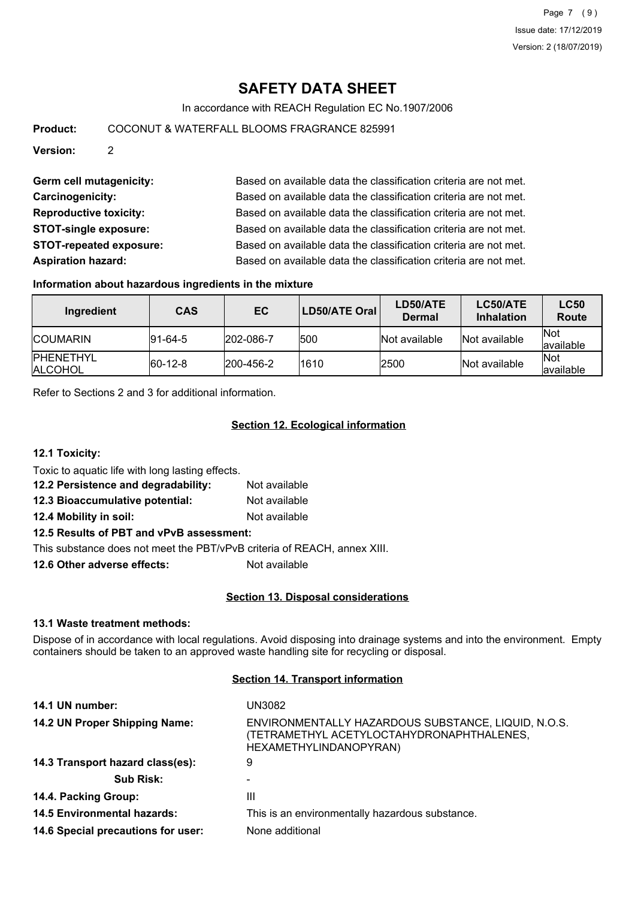# SAFETY DATA SHEET

In accordance with REACH Regulation EC No.1907/2006

**Product:** COCONUT & WATERFALL BLOOMS FRAGRANCE 825991

**Version:** 2

**Germ cell mutagenicity:** Based on available data the classification criteria are not met.

**Carcinogenicity:** Based on available data the classification criteria are not met.

**Reproductive toxicity:** Based on available data the classification criteria are not met.

**STOT-single exposure:** Based on available data the classification criteria are not met.

**STOT-repeated exposure:** Based on available data the classification criteria are not met.

**Aspiration hazard:** Based on available data the classification criteria are not met.

### Information about hazardous ingredients in the mixture

| Ingredient | CAS | EC | LD50/ATE Oral | LD50/ATE Dermal | LC50/ATE Inhalation | LC50 Route |
|---|---|---|---|---|---|---|
| COUMARIN | 91-64-5 | 202-086-7 | 500 | Not available | Not available | Not available |
| PHENETHYL ALCOHOL | 60-12-8 | 200-456-2 | 1610 | 2500 | Not available | Not available |

Refer to Sections 2 and 3 for additional information.

## Section 12. Ecological information

### 12.1 Toxicity:

Toxic to aquatic life with long lasting effects.

**12.2 Persistence and degradability:** Not available

**12.3 Bioaccumulative potential:** Not available

**12.4 Mobility in soil:** Not available

**12.5 Results of PBT and vPvB assessment:**

This substance does not meet the PBT/vPvB criteria of REACH, annex XIII.

**12.6 Other adverse effects:** Not available

## Section 13. Disposal considerations

### 13.1 Waste treatment methods:

Dispose of in accordance with local regulations. Avoid disposing into drainage systems and into the environment. Empty containers should be taken to an approved waste handling site for recycling or disposal.

## Section 14. Transport information

**14.1 UN number:** UN3082

**14.2 UN Proper Shipping Name:** ENVIRONMENTALLY HAZARDOUS SUBSTANCE, LIQUID, N.O.S. (TETRAMETHYL ACETYLOCTAHYDRONAPHTHALENES, HEXAMETHYLINDANOPYRAN)

**14.3 Transport hazard class(es):** 9

**Sub Risk:** -

**14.4. Packing Group:** III

**14.5 Environmental hazards:** This is an environmentally hazardous substance.

**14.6 Special precautions for user:** None additional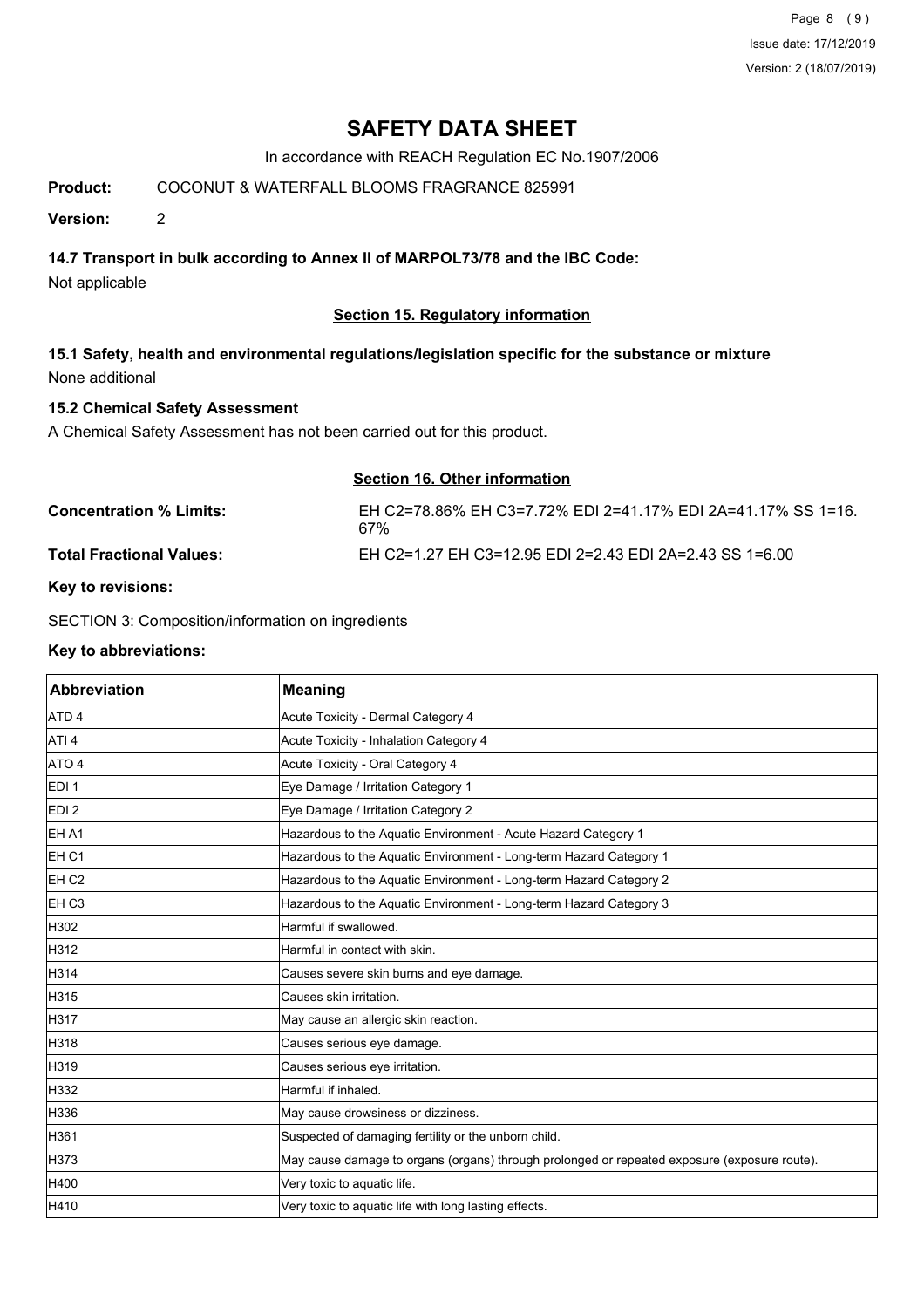# SAFETY DATA SHEET

In accordance with REACH Regulation EC No.1907/2006

**Product:** COCONUT & WATERFALL BLOOMS FRAGRANCE 825991

**Version:** 2

### 14.7 Transport in bulk according to Annex II of MARPOL73/78 and the IBC Code:

Not applicable

## Section 15. Regulatory information

### 15.1 Safety, health and environmental regulations/legislation specific for the substance or mixture

None additional

### 15.2 Chemical Safety Assessment

A Chemical Safety Assessment has not been carried out for this product.

## Section 16. Other information

**Concentration % Limits:** EH C2=78.86% EH C3=7.72% EDI 2=41.17% EDI 2A=41.17% SS 1=16.67%

**Total Fractional Values:** EH C2=1.27 EH C3=12.95 EDI 2=2.43 EDI 2A=2.43 SS 1=6.00

**Key to revisions:**

SECTION 3: Composition/information on ingredients

**Key to abbreviations:**

| Abbreviation | Meaning |
|---|---|
| ATD 4 | Acute Toxicity - Dermal Category 4 |
| ATI 4 | Acute Toxicity - Inhalation Category 4 |
| ATO 4 | Acute Toxicity - Oral Category 4 |
| EDI 1 | Eye Damage / Irritation Category 1 |
| EDI 2 | Eye Damage / Irritation Category 2 |
| EH A1 | Hazardous to the Aquatic Environment - Acute Hazard Category 1 |
| EH C1 | Hazardous to the Aquatic Environment - Long-term Hazard Category 1 |
| EH C2 | Hazardous to the Aquatic Environment - Long-term Hazard Category 2 |
| EH C3 | Hazardous to the Aquatic Environment - Long-term Hazard Category 3 |
| H302 | Harmful if swallowed. |
| H312 | Harmful in contact with skin. |
| H314 | Causes severe skin burns and eye damage. |
| H315 | Causes skin irritation. |
| H317 | May cause an allergic skin reaction. |
| H318 | Causes serious eye damage. |
| H319 | Causes serious eye irritation. |
| H332 | Harmful if inhaled. |
| H336 | May cause drowsiness or dizziness. |
| H361 | Suspected of damaging fertility or the unborn child. |
| H373 | May cause damage to organs (organs) through prolonged or repeated exposure (exposure route). |
| H400 | Very toxic to aquatic life. |
| H410 | Very toxic to aquatic life with long lasting effects. |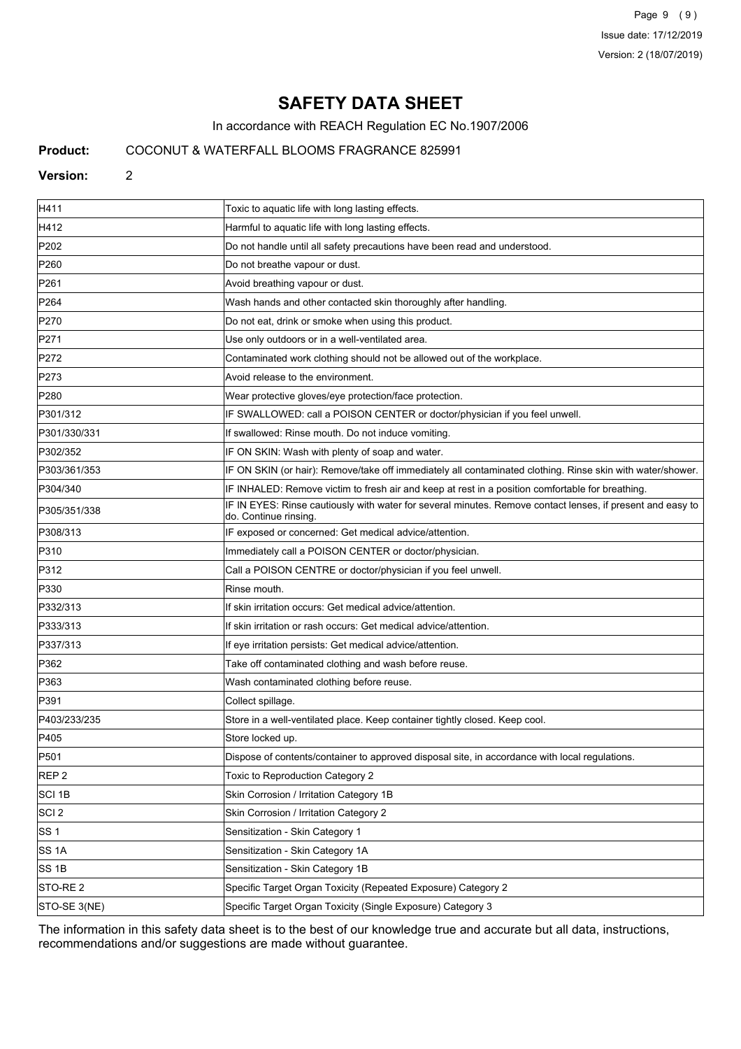# SAFETY DATA SHEET

In accordance with REACH Regulation EC No.1907/2006

**Product:** COCONUT & WATERFALL BLOOMS FRAGRANCE 825991

**Version:** 2

| | |
|---|---|
| H411 | Toxic to aquatic life with long lasting effects. |
| H412 | Harmful to aquatic life with long lasting effects. |
| P202 | Do not handle until all safety precautions have been read and understood. |
| P260 | Do not breathe vapour or dust. |
| P261 | Avoid breathing vapour or dust. |
| P264 | Wash hands and other contacted skin thoroughly after handling. |
| P270 | Do not eat, drink or smoke when using this product. |
| P271 | Use only outdoors or in a well-ventilated area. |
| P272 | Contaminated work clothing should not be allowed out of the workplace. |
| P273 | Avoid release to the environment. |
| P280 | Wear protective gloves/eye protection/face protection. |
| P301/312 | IF SWALLOWED: call a POISON CENTER or doctor/physician if you feel unwell. |
| P301/330/331 | If swallowed: Rinse mouth. Do not induce vomiting. |
| P302/352 | IF ON SKIN: Wash with plenty of soap and water. |
| P303/361/353 | IF ON SKIN (or hair): Remove/take off immediately all contaminated clothing. Rinse skin with water/shower. |
| P304/340 | IF INHALED: Remove victim to fresh air and keep at rest in a position comfortable for breathing. |
| P305/351/338 | IF IN EYES: Rinse cautiously with water for several minutes. Remove contact lenses, if present and easy to do. Continue rinsing. |
| P308/313 | IF exposed or concerned: Get medical advice/attention. |
| P310 | Immediately call a POISON CENTER or doctor/physician. |
| P312 | Call a POISON CENTRE or doctor/physician if you feel unwell. |
| P330 | Rinse mouth. |
| P332/313 | If skin irritation occurs: Get medical advice/attention. |
| P333/313 | If skin irritation or rash occurs: Get medical advice/attention. |
| P337/313 | If eye irritation persists: Get medical advice/attention. |
| P362 | Take off contaminated clothing and wash before reuse. |
| P363 | Wash contaminated clothing before reuse. |
| P391 | Collect spillage. |
| P403/233/235 | Store in a well-ventilated place. Keep container tightly closed. Keep cool. |
| P405 | Store locked up. |
| P501 | Dispose of contents/container to approved disposal site, in accordance with local regulations. |
| REP 2 | Toxic to Reproduction Category 2 |
| SCI 1B | Skin Corrosion / Irritation Category 1B |
| SCI 2 | Skin Corrosion / Irritation Category 2 |
| SS 1 | Sensitization - Skin Category 1 |
| SS 1A | Sensitization - Skin Category 1A |
| SS 1B | Sensitization - Skin Category 1B |
| STO-RE 2 | Specific Target Organ Toxicity (Repeated Exposure) Category 2 |
| STO-SE 3(NE) | Specific Target Organ Toxicity (Single Exposure) Category 3 |

The information in this safety data sheet is to the best of our knowledge true and accurate but all data, instructions, recommendations and/or suggestions are made without guarantee.